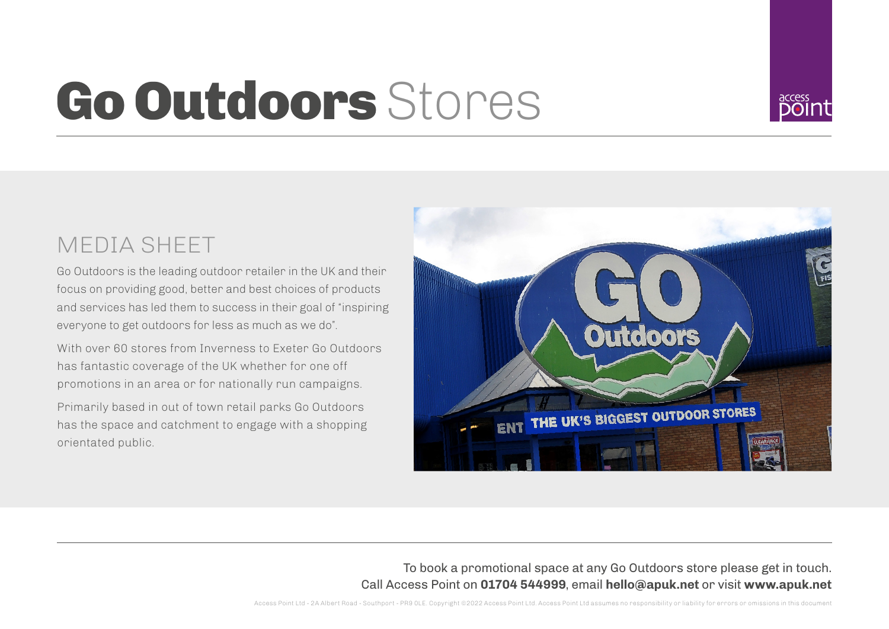# Go Outdoors Stores

## MEDIA SHEET

Go Outdoors is the leading outdoor retailer in the UK and their focus on providing good, better and best choices of products and services has led them to success in their goal of "inspiring everyone to get outdoors for less as much as we do".

With over 60 stores from Inverness to Exeter Go Outdoors has fantastic coverage of the UK whether for one off promotions in an area or for nationally run campaigns.

Primarily based in out of town retail parks Go Outdoors has the space and catchment to engage with a shopping orientated public.

To book a promotional space at any Go Outdoors store please get in touch.
Call Access Point on **01704 544999**, email **hello@apuk.net** or visit **www.apuk.net**

Access Point Ltd - 2A Albert Road - Southport - PR9 0LE. Copyright ©2022 Access Point Ltd. Access Point Ltd assumes no responsibility or liability for errors or omissions in this document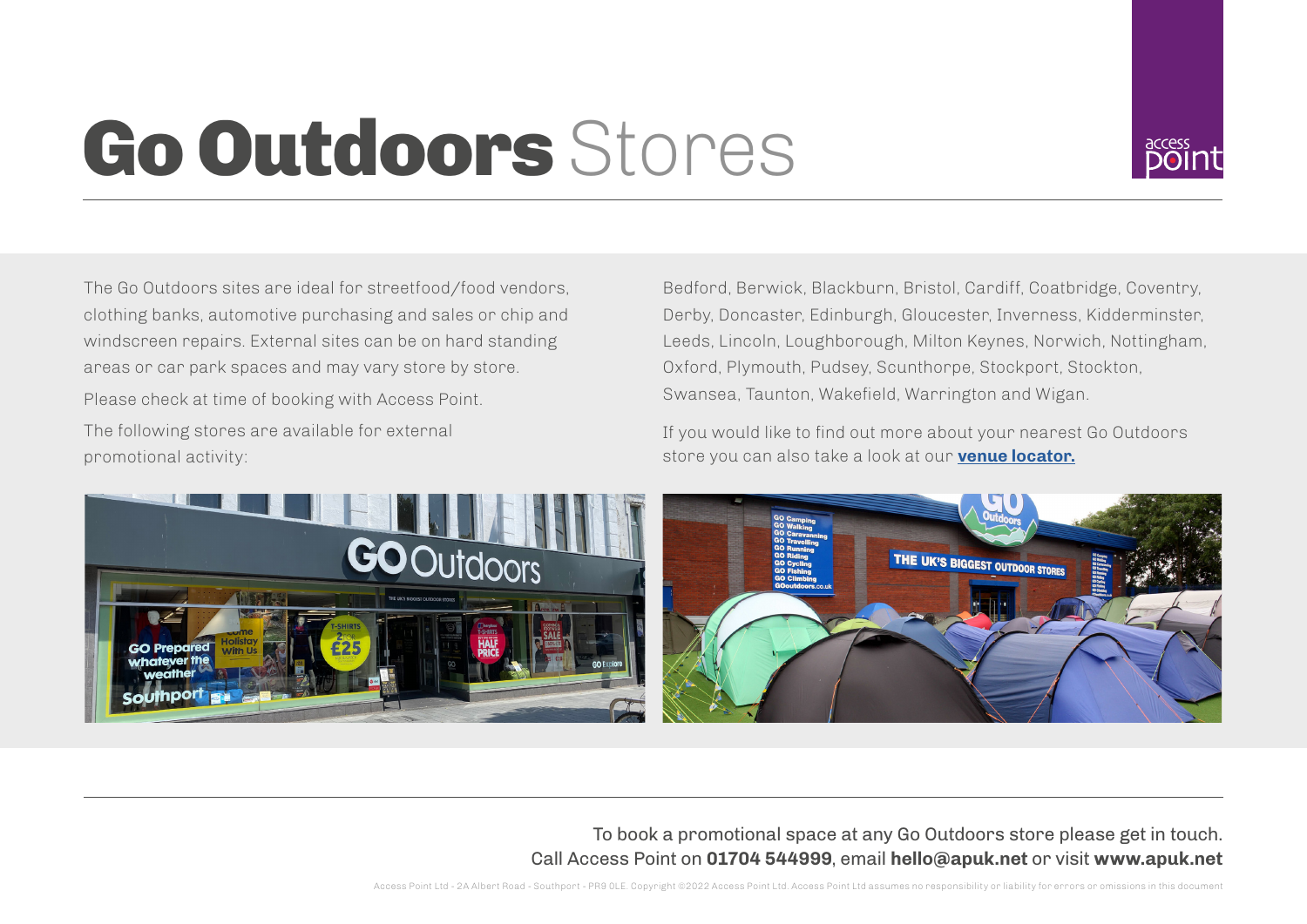# Go Outdoors Stores

The Go Outdoors sites are ideal for streetfood/food vendors, clothing banks, automotive purchasing and sales or chip and windscreen repairs. External sites can be on hard standing areas or car park spaces and may vary store by store.

Please check at time of booking with Access Point.

The following stores are available for external promotional activity:

Bedford, Berwick, Blackburn, Bristol, Cardiff, Coatbridge, Coventry, Derby, Doncaster, Edinburgh, Gloucester, Inverness, Kidderminster, Leeds, Lincoln, Loughborough, Milton Keynes, Norwich, Nottingham, Oxford, Plymouth, Pudsey, Scunthorpe, Stockport, Stockton, Swansea, Taunton, Wakefield, Warrington and Wigan.

If you would like to find out more about your nearest Go Outdoors store you can also take a look at our **venue locator.**

To book a promotional space at any Go Outdoors store please get in touch.
Call Access Point on **01704 544999**, email **hello@apuk.net** or visit **www.apuk.net**

Access Point Ltd - 2A Albert Road - Southport - PR9 0LE. Copyright ©2022 Access Point Ltd. Access Point Ltd assumes no responsibility or liability for errors or omissions in this document